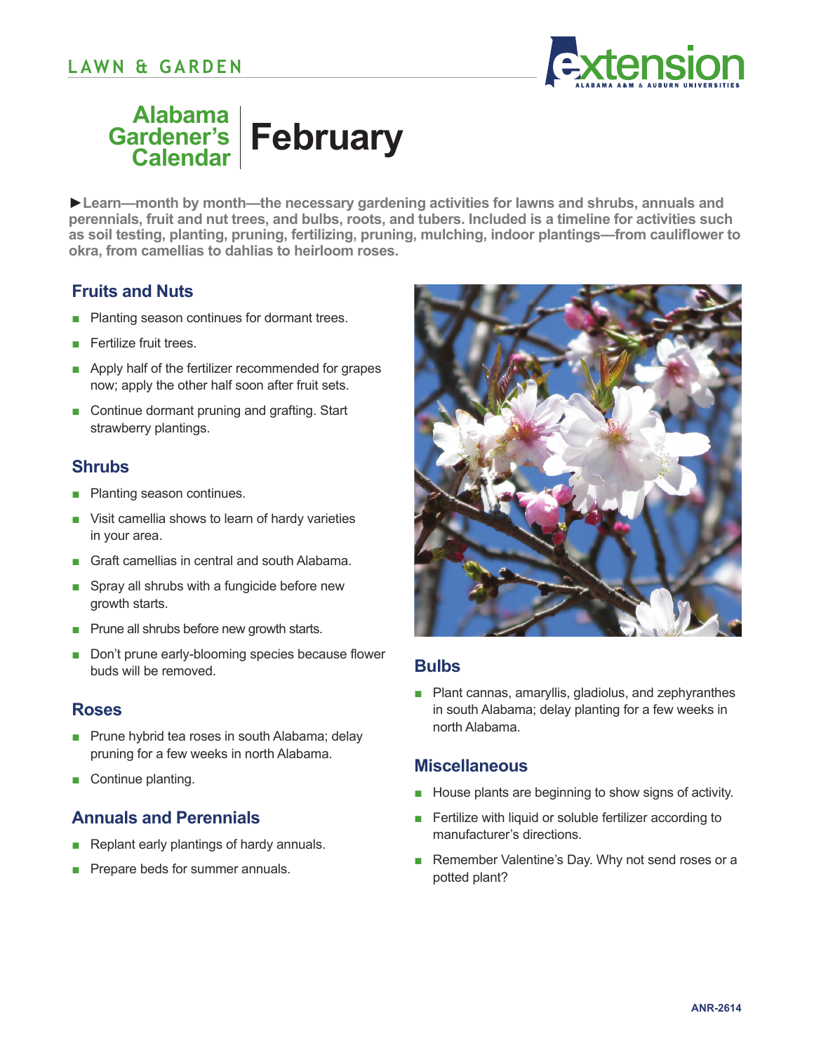LAWN & GARDEN

# Alabama Gardener's Calendar February

►**Learn—month by month—the necessary gardening activities for lawns and shrubs, annuals and perennials, fruit and nut trees, and bulbs, roots, and tubers. Included is a timeline for activities such as soil testing, planting, pruning, fertilizing, pruning, mulching, indoor plantings—from cauliflower to okra, from camellias to dahlias to heirloom roses.**

## Fruits and Nuts

- Planting season continues for dormant trees.
- Fertilize fruit trees.
- Apply half of the fertilizer recommended for grapes now; apply the other half soon after fruit sets.
- Continue dormant pruning and grafting. Start strawberry plantings.

## Shrubs

- Planting season continues.
- Visit camellia shows to learn of hardy varieties in your area.
- Graft camellias in central and south Alabama.
- Spray all shrubs with a fungicide before new growth starts.
- Prune all shrubs before new growth starts.
- Don't prune early-blooming species because flower buds will be removed.

## Roses

- Prune hybrid tea roses in south Alabama; delay pruning for a few weeks in north Alabama.
- Continue planting.

## Annuals and Perennials

- Replant early plantings of hardy annuals.
- Prepare beds for summer annuals.

## Bulbs

- Plant cannas, amaryllis, gladiolus, and zephyranthes in south Alabama; delay planting for a few weeks in north Alabama.

## Miscellaneous

- House plants are beginning to show signs of activity.
- Fertilize with liquid or soluble fertilizer according to manufacturer's directions.
- Remember Valentine's Day. Why not send roses or a potted plant?

ANR-2614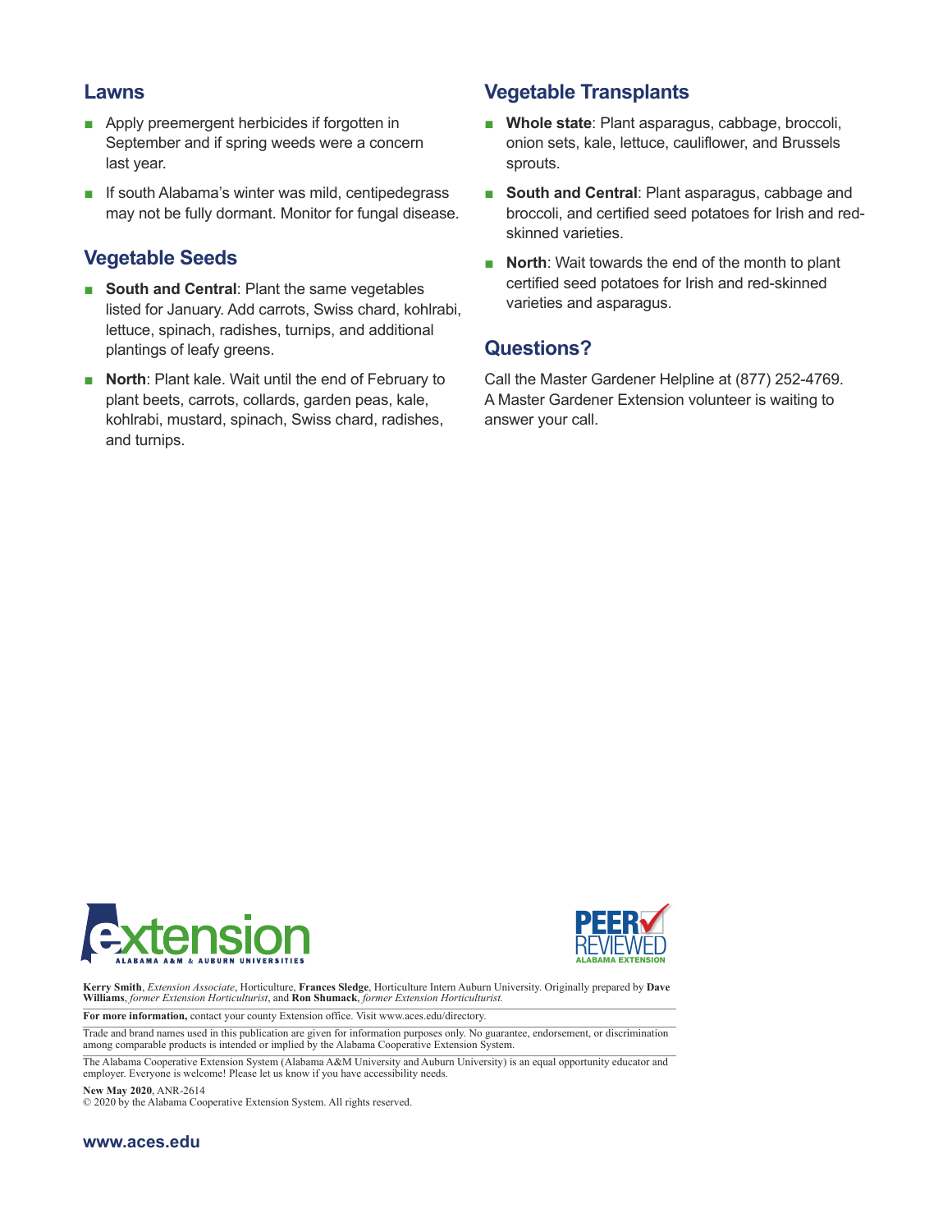## Lawns

- Apply preemergent herbicides if forgotten in September and if spring weeds were a concern last year.
- If south Alabama's winter was mild, centipedegrass may not be fully dormant. Monitor for fungal disease.

## Vegetable Seeds

- **South and Central**: Plant the same vegetables listed for January. Add carrots, Swiss chard, kohlrabi, lettuce, spinach, radishes, turnips, and additional plantings of leafy greens.
- **North**: Plant kale. Wait until the end of February to plant beets, carrots, collards, garden peas, kale, kohlrabi, mustard, spinach, Swiss chard, radishes, and turnips.

## Vegetable Transplants

- **Whole state**: Plant asparagus, cabbage, broccoli, onion sets, kale, lettuce, cauliflower, and Brussels sprouts.
- **South and Central**: Plant asparagus, cabbage and broccoli, and certified seed potatoes for Irish and red-skinned varieties.
- **North**: Wait towards the end of the month to plant certified seed potatoes for Irish and red-skinned varieties and asparagus.

## Questions?

Call the Master Gardener Helpline at (877) 252-4769. A Master Gardener Extension volunteer is waiting to answer your call.

extension ALABAMA A&M & AUBURN UNIVERSITIES

PEER REVIEWED ALABAMA EXTENSION

**Kerry Smith**, *Extension Associate*, Horticulture, **Frances Sledge**, Horticulture Intern Auburn University. Originally prepared by **Dave Williams**, *former Extension Horticulturist*, and **Ron Shumack**, *former Extension Horticulturist.*

**For more information,** contact your county Extension office. Visit www.aces.edu/directory.

Trade and brand names used in this publication are given for information purposes only. No guarantee, endorsement, or discrimination among comparable products is intended or implied by the Alabama Cooperative Extension System.

The Alabama Cooperative Extension System (Alabama A&M University and Auburn University) is an equal opportunity educator and employer. Everyone is welcome! Please let us know if you have accessibility needs.

**New May 2020**, ANR-2614
© 2020 by the Alabama Cooperative Extension System. All rights reserved.

**www.aces.edu**